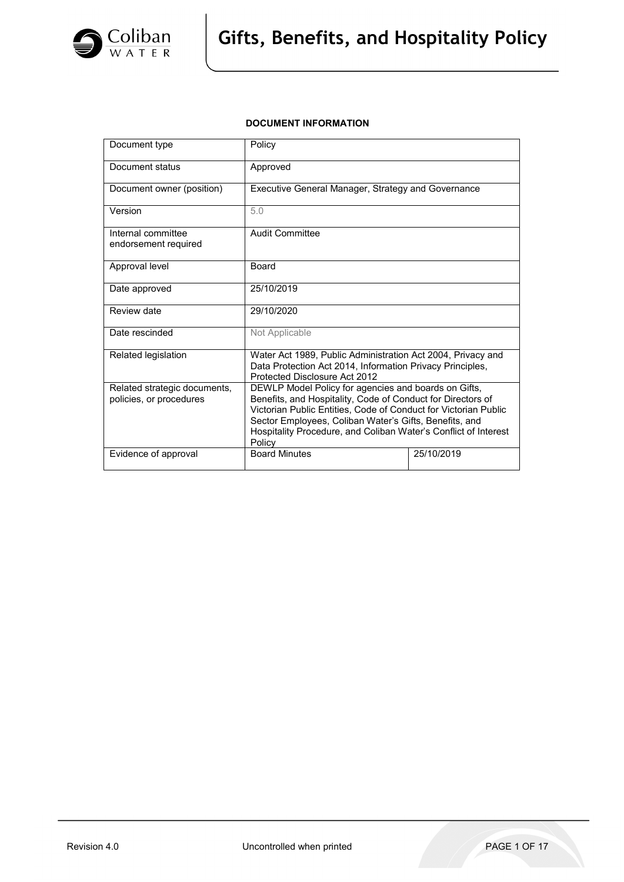# Gifts, Benefits, and Hospitality Policy

**DOCUMENT INFORMATION**

| Document type | Policy | |
|---|---|---|
| Document status | Approved | |
| Document owner (position) | Executive General Manager, Strategy and Governance | |
| Version | 5.0 | |
| Internal committee endorsement required | Audit Committee | |
| Approval level | Board | |
| Date approved | 25/10/2019 | |
| Review date | 29/10/2020 | |
| Date rescinded | Not Applicable | |
| Related legislation | Water Act 1989, Public Administration Act 2004, Privacy and Data Protection Act 2014, Information Privacy Principles, Protected Disclosure Act 2012 | |
| Related strategic documents, policies, or procedures | DEWLP Model Policy for agencies and boards on Gifts, Benefits, and Hospitality, Code of Conduct for Directors of Victorian Public Entities, Code of Conduct for Victorian Public Sector Employees, Coliban Water's Gifts, Benefits, and Hospitality Procedure, and Coliban Water's Conflict of Interest Policy | |
| Evidence of approval | Board Minutes | 25/10/2019 |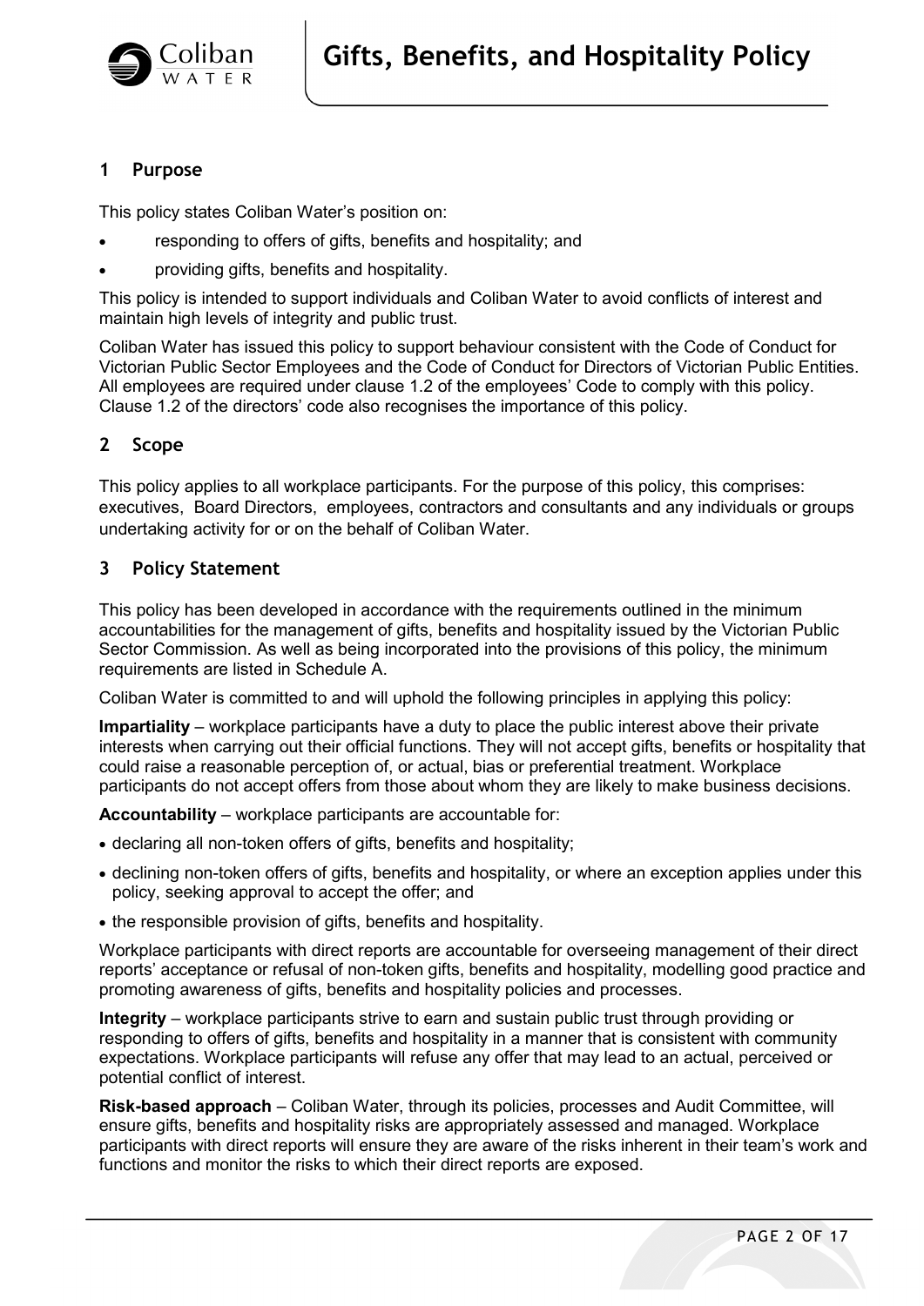## 1 Purpose

This policy states Coliban Water's position on:

- responding to offers of gifts, benefits and hospitality; and
- providing gifts, benefits and hospitality.

This policy is intended to support individuals and Coliban Water to avoid conflicts of interest and maintain high levels of integrity and public trust.

Coliban Water has issued this policy to support behaviour consistent with the Code of Conduct for Victorian Public Sector Employees and the Code of Conduct for Directors of Victorian Public Entities. All employees are required under clause 1.2 of the employees' Code to comply with this policy. Clause 1.2 of the directors' code also recognises the importance of this policy.

## 2 Scope

This policy applies to all workplace participants. For the purpose of this policy, this comprises: executives, Board Directors, employees, contractors and consultants and any individuals or groups undertaking activity for or on the behalf of Coliban Water.

## 3 Policy Statement

This policy has been developed in accordance with the requirements outlined in the minimum accountabilities for the management of gifts, benefits and hospitality issued by the Victorian Public Sector Commission. As well as being incorporated into the provisions of this policy, the minimum requirements are listed in Schedule A.

Coliban Water is committed to and will uphold the following principles in applying this policy:

**Impartiality** – workplace participants have a duty to place the public interest above their private interests when carrying out their official functions. They will not accept gifts, benefits or hospitality that could raise a reasonable perception of, or actual, bias or preferential treatment. Workplace participants do not accept offers from those about whom they are likely to make business decisions.

**Accountability** – workplace participants are accountable for:

- declaring all non-token offers of gifts, benefits and hospitality;
- declining non-token offers of gifts, benefits and hospitality, or where an exception applies under this policy, seeking approval to accept the offer; and
- the responsible provision of gifts, benefits and hospitality.

Workplace participants with direct reports are accountable for overseeing management of their direct reports' acceptance or refusal of non-token gifts, benefits and hospitality, modelling good practice and promoting awareness of gifts, benefits and hospitality policies and processes.

**Integrity** – workplace participants strive to earn and sustain public trust through providing or responding to offers of gifts, benefits and hospitality in a manner that is consistent with community expectations. Workplace participants will refuse any offer that may lead to an actual, perceived or potential conflict of interest.

**Risk-based approach** – Coliban Water, through its policies, processes and Audit Committee, will ensure gifts, benefits and hospitality risks are appropriately assessed and managed. Workplace participants with direct reports will ensure they are aware of the risks inherent in their team's work and functions and monitor the risks to which their direct reports are exposed.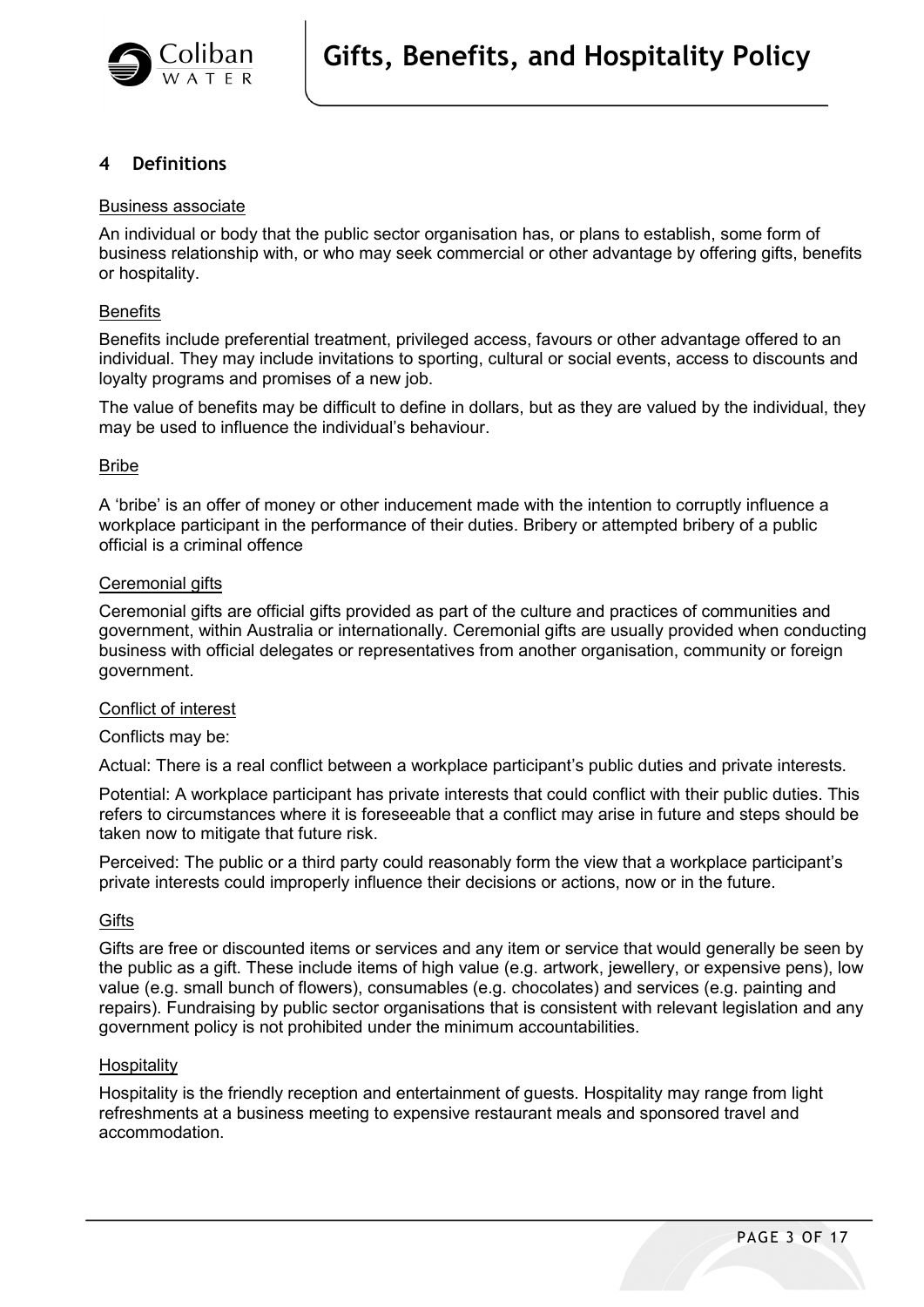## 4 Definitions

Business associate

An individual or body that the public sector organisation has, or plans to establish, some form of business relationship with, or who may seek commercial or other advantage by offering gifts, benefits or hospitality.

Benefits

Benefits include preferential treatment, privileged access, favours or other advantage offered to an individual. They may include invitations to sporting, cultural or social events, access to discounts and loyalty programs and promises of a new job.

The value of benefits may be difficult to define in dollars, but as they are valued by the individual, they may be used to influence the individual's behaviour.

Bribe

A 'bribe' is an offer of money or other inducement made with the intention to corruptly influence a workplace participant in the performance of their duties. Bribery or attempted bribery of a public official is a criminal offence

Ceremonial gifts

Ceremonial gifts are official gifts provided as part of the culture and practices of communities and government, within Australia or internationally. Ceremonial gifts are usually provided when conducting business with official delegates or representatives from another organisation, community or foreign government.

Conflict of interest

Conflicts may be:

Actual: There is a real conflict between a workplace participant's public duties and private interests.

Potential: A workplace participant has private interests that could conflict with their public duties. This refers to circumstances where it is foreseeable that a conflict may arise in future and steps should be taken now to mitigate that future risk.

Perceived: The public or a third party could reasonably form the view that a workplace participant's private interests could improperly influence their decisions or actions, now or in the future.

Gifts

Gifts are free or discounted items or services and any item or service that would generally be seen by the public as a gift. These include items of high value (e.g. artwork, jewellery, or expensive pens), low value (e.g. small bunch of flowers), consumables (e.g. chocolates) and services (e.g. painting and repairs). Fundraising by public sector organisations that is consistent with relevant legislation and any government policy is not prohibited under the minimum accountabilities.

Hospitality

Hospitality is the friendly reception and entertainment of guests. Hospitality may range from light refreshments at a business meeting to expensive restaurant meals and sponsored travel and accommodation.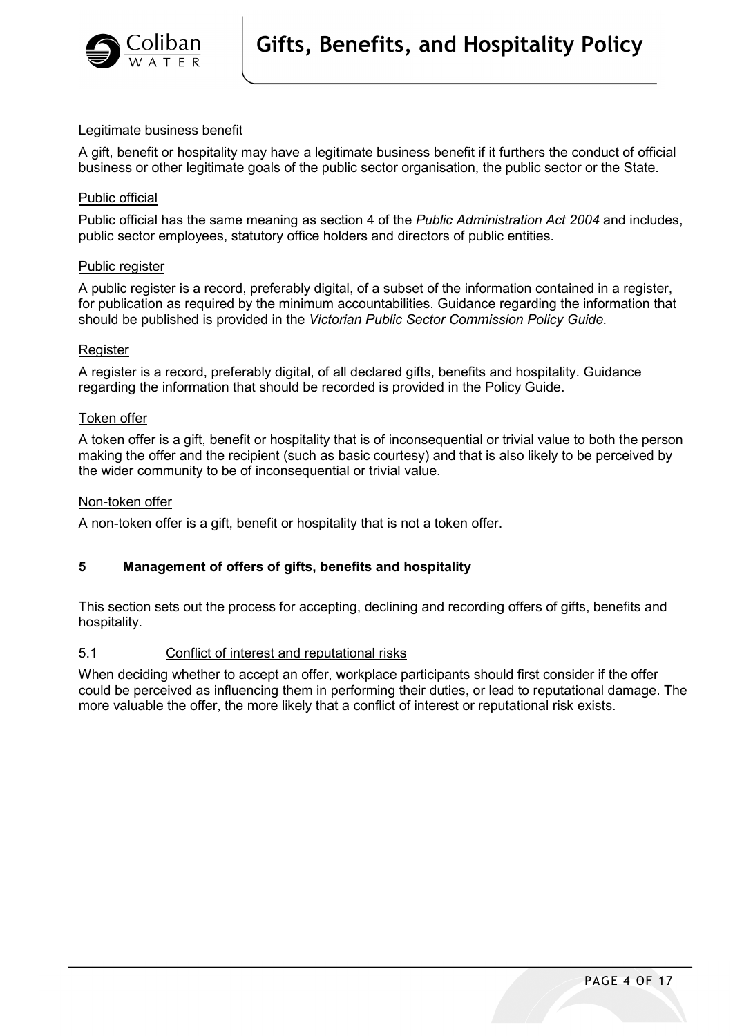Legitimate business benefit

A gift, benefit or hospitality may have a legitimate business benefit if it furthers the conduct of official business or other legitimate goals of the public sector organisation, the public sector or the State.

Public official

Public official has the same meaning as section 4 of the *Public Administration Act 2004* and includes, public sector employees, statutory office holders and directors of public entities.

Public register

A public register is a record, preferably digital, of a subset of the information contained in a register, for publication as required by the minimum accountabilities. Guidance regarding the information that should be published is provided in the *Victorian Public Sector Commission Policy Guide.*

Register

A register is a record, preferably digital, of all declared gifts, benefits and hospitality. Guidance regarding the information that should be recorded is provided in the Policy Guide.

Token offer

A token offer is a gift, benefit or hospitality that is of inconsequential or trivial value to both the person making the offer and the recipient (such as basic courtesy) and that is also likely to be perceived by the wider community to be of inconsequential or trivial value.

Non-token offer

A non-token offer is a gift, benefit or hospitality that is not a token offer.

## 5 Management of offers of gifts, benefits and hospitality

This section sets out the process for accepting, declining and recording offers of gifts, benefits and hospitality.

### 5.1 Conflict of interest and reputational risks

When deciding whether to accept an offer, workplace participants should first consider if the offer could be perceived as influencing them in performing their duties, or lead to reputational damage. The more valuable the offer, the more likely that a conflict of interest or reputational risk exists.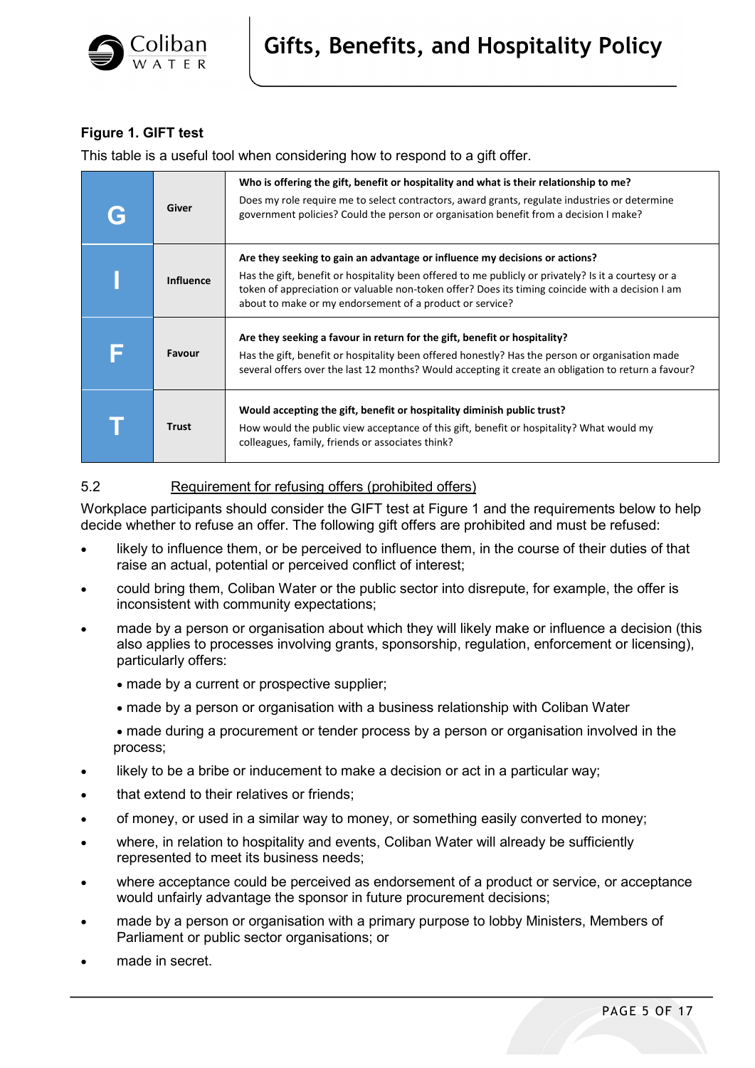**Figure 1. GIFT test**

This table is a useful tool when considering how to respond to a gift offer.

| | | |
|---|---|---|
| **G** | **Giver** | **Who is offering the gift, benefit or hospitality and what is their relationship to me?** Does my role require me to select contractors, award grants, regulate industries or determine government policies? Could the person or organisation benefit from a decision I make? |
| **I** | **Influence** | **Are they seeking to gain an advantage or influence my decisions or actions?** Has the gift, benefit or hospitality been offered to me publicly or privately? Is it a courtesy or a token of appreciation or valuable non-token offer? Does its timing coincide with a decision I am about to make or my endorsement of a product or service? |
| **F** | **Favour** | **Are they seeking a favour in return for the gift, benefit or hospitality?** Has the gift, benefit or hospitality been offered honestly? Has the person or organisation made several offers over the last 12 months? Would accepting it create an obligation to return a favour? |
| **T** | **Trust** | **Would accepting the gift, benefit or hospitality diminish public trust?** How would the public view acceptance of this gift, benefit or hospitality? What would my colleagues, family, friends or associates think? |

### 5.2 Requirement for refusing offers (prohibited offers)

Workplace participants should consider the GIFT test at Figure 1 and the requirements below to help decide whether to refuse an offer. The following gift offers are prohibited and must be refused:

- likely to influence them, or be perceived to influence them, in the course of their duties of that raise an actual, potential or perceived conflict of interest;
- could bring them, Coliban Water or the public sector into disrepute, for example, the offer is inconsistent with community expectations;
- made by a person or organisation about which they will likely make or influence a decision (this also applies to processes involving grants, sponsorship, regulation, enforcement or licensing), particularly offers:
  - made by a current or prospective supplier;
  - made by a person or organisation with a business relationship with Coliban Water
  - made during a procurement or tender process by a person or organisation involved in the process;
- likely to be a bribe or inducement to make a decision or act in a particular way;
- that extend to their relatives or friends;
- of money, or used in a similar way to money, or something easily converted to money;
- where, in relation to hospitality and events, Coliban Water will already be sufficiently represented to meet its business needs;
- where acceptance could be perceived as endorsement of a product or service, or acceptance would unfairly advantage the sponsor in future procurement decisions;
- made by a person or organisation with a primary purpose to lobby Ministers, Members of Parliament or public sector organisations; or
- made in secret.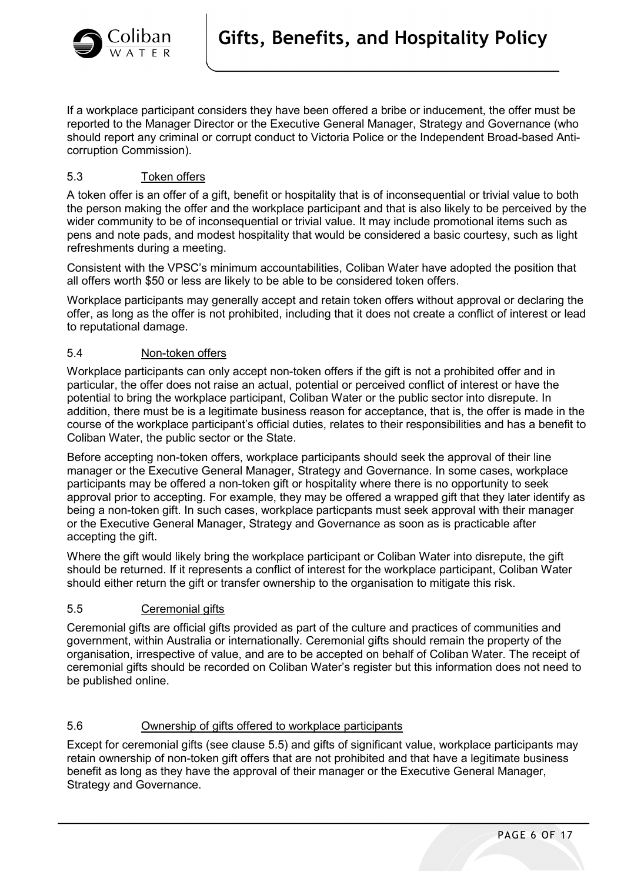If a workplace participant considers they have been offered a bribe or inducement, the offer must be reported to the Manager Director or the Executive General Manager, Strategy and Governance (who should report any criminal or corrupt conduct to Victoria Police or the Independent Broad-based Anti-corruption Commission).

### 5.3 Token offers

A token offer is an offer of a gift, benefit or hospitality that is of inconsequential or trivial value to both the person making the offer and the workplace participant and that is also likely to be perceived by the wider community to be of inconsequential or trivial value. It may include promotional items such as pens and note pads, and modest hospitality that would be considered a basic courtesy, such as light refreshments during a meeting.

Consistent with the VPSC's minimum accountabilities, Coliban Water have adopted the position that all offers worth $50 or less are likely to be able to be considered token offers.

Workplace participants may generally accept and retain token offers without approval or declaring the offer, as long as the offer is not prohibited, including that it does not create a conflict of interest or lead to reputational damage.

### 5.4 Non-token offers

Workplace participants can only accept non-token offers if the gift is not a prohibited offer and in particular, the offer does not raise an actual, potential or perceived conflict of interest or have the potential to bring the workplace participant, Coliban Water or the public sector into disrepute. In addition, there must be is a legitimate business reason for acceptance, that is, the offer is made in the course of the workplace participant's official duties, relates to their responsibilities and has a benefit to Coliban Water, the public sector or the State.

Before accepting non-token offers, workplace participants should seek the approval of their line manager or the Executive General Manager, Strategy and Governance. In some cases, workplace participants may be offered a non-token gift or hospitality where there is no opportunity to seek approval prior to accepting. For example, they may be offered a wrapped gift that they later identify as being a non-token gift. In such cases, workplace particpants must seek approval with their manager or the Executive General Manager, Strategy and Governance as soon as is practicable after accepting the gift.

Where the gift would likely bring the workplace participant or Coliban Water into disrepute, the gift should be returned. If it represents a conflict of interest for the workplace participant, Coliban Water should either return the gift or transfer ownership to the organisation to mitigate this risk.

### 5.5 Ceremonial gifts

Ceremonial gifts are official gifts provided as part of the culture and practices of communities and government, within Australia or internationally. Ceremonial gifts should remain the property of the organisation, irrespective of value, and are to be accepted on behalf of Coliban Water. The receipt of ceremonial gifts should be recorded on Coliban Water's register but this information does not need to be published online.

### 5.6 Ownership of gifts offered to workplace participants

Except for ceremonial gifts (see clause 5.5) and gifts of significant value, workplace participants may retain ownership of non-token gift offers that are not prohibited and that have a legitimate business benefit as long as they have the approval of their manager or the Executive General Manager, Strategy and Governance.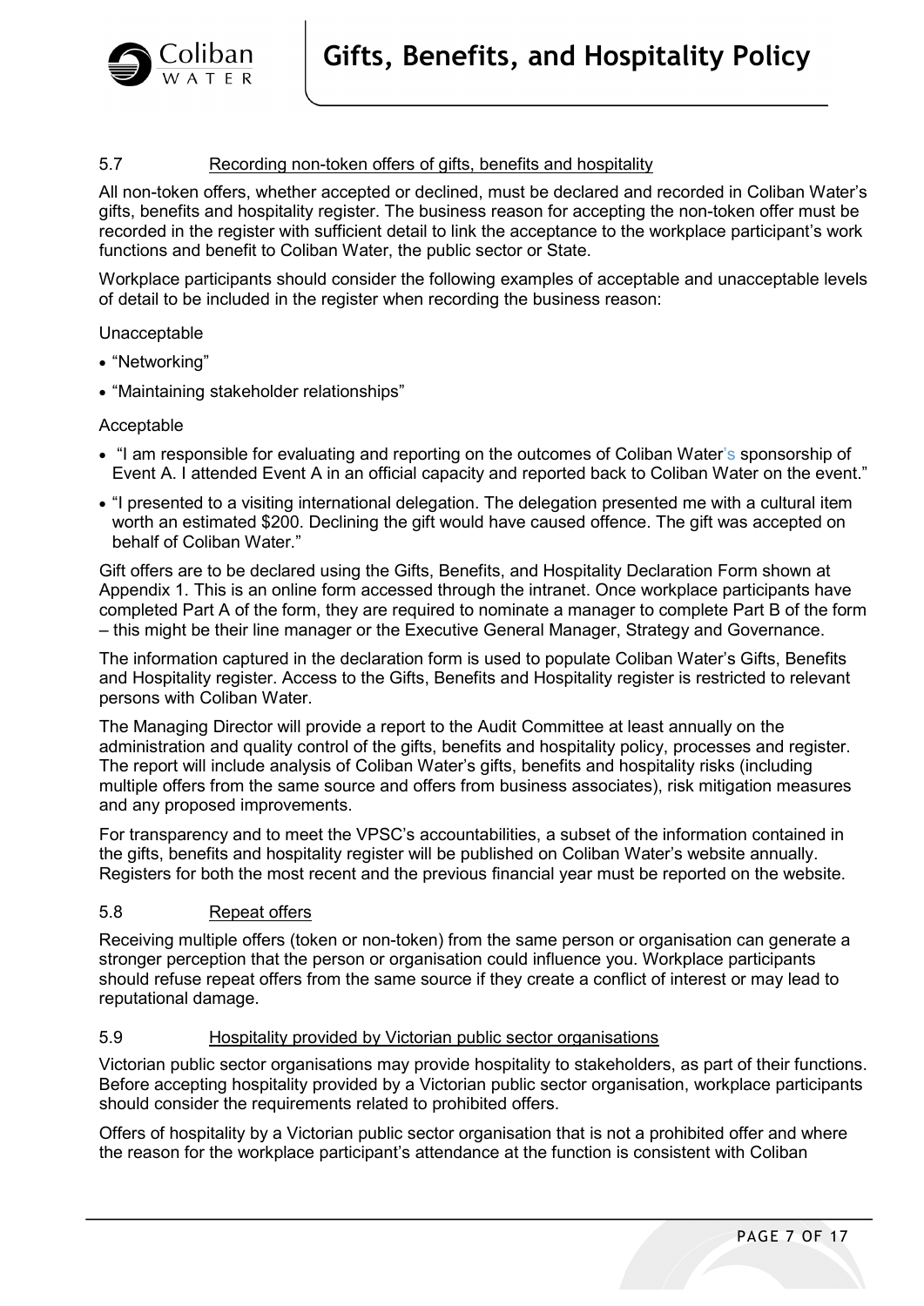### 5.7 Recording non-token offers of gifts, benefits and hospitality

All non-token offers, whether accepted or declined, must be declared and recorded in Coliban Water's gifts, benefits and hospitality register. The business reason for accepting the non-token offer must be recorded in the register with sufficient detail to link the acceptance to the workplace participant's work functions and benefit to Coliban Water, the public sector or State.

Workplace participants should consider the following examples of acceptable and unacceptable levels of detail to be included in the register when recording the business reason:

Unacceptable

- "Networking"
- "Maintaining stakeholder relationships"

Acceptable

- "I am responsible for evaluating and reporting on the outcomes of Coliban Water's sponsorship of Event A. I attended Event A in an official capacity and reported back to Coliban Water on the event."
- "I presented to a visiting international delegation. The delegation presented me with a cultural item worth an estimated $200. Declining the gift would have caused offence. The gift was accepted on behalf of Coliban Water."

Gift offers are to be declared using the Gifts, Benefits, and Hospitality Declaration Form shown at Appendix 1. This is an online form accessed through the intranet. Once workplace participants have completed Part A of the form, they are required to nominate a manager to complete Part B of the form – this might be their line manager or the Executive General Manager, Strategy and Governance.

The information captured in the declaration form is used to populate Coliban Water's Gifts, Benefits and Hospitality register. Access to the Gifts, Benefits and Hospitality register is restricted to relevant persons with Coliban Water.

The Managing Director will provide a report to the Audit Committee at least annually on the administration and quality control of the gifts, benefits and hospitality policy, processes and register. The report will include analysis of Coliban Water's gifts, benefits and hospitality risks (including multiple offers from the same source and offers from business associates), risk mitigation measures and any proposed improvements.

For transparency and to meet the VPSC's accountabilities, a subset of the information contained in the gifts, benefits and hospitality register will be published on Coliban Water's website annually. Registers for both the most recent and the previous financial year must be reported on the website.

### 5.8 Repeat offers

Receiving multiple offers (token or non-token) from the same person or organisation can generate a stronger perception that the person or organisation could influence you. Workplace participants should refuse repeat offers from the same source if they create a conflict of interest or may lead to reputational damage.

### 5.9 Hospitality provided by Victorian public sector organisations

Victorian public sector organisations may provide hospitality to stakeholders, as part of their functions. Before accepting hospitality provided by a Victorian public sector organisation, workplace participants should consider the requirements related to prohibited offers.

Offers of hospitality by a Victorian public sector organisation that is not a prohibited offer and where the reason for the workplace participant's attendance at the function is consistent with Coliban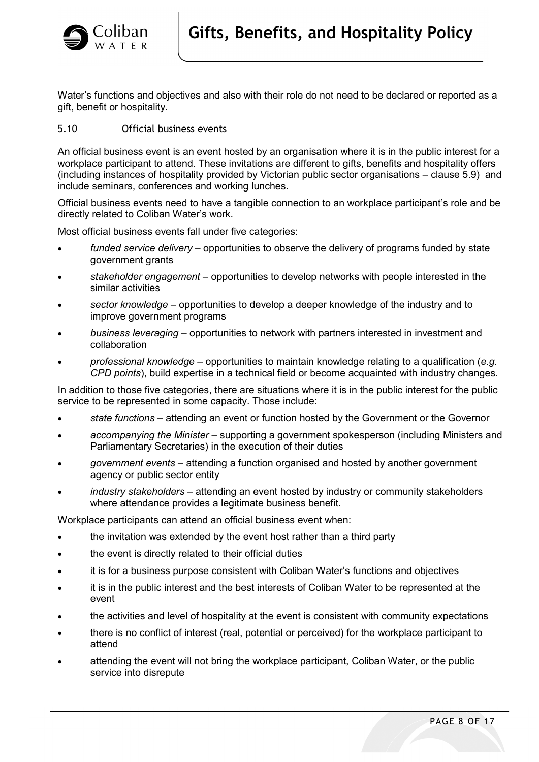Water's functions and objectives and also with their role do not need to be declared or reported as a gift, benefit or hospitality.

### 5.10 Official business events

An official business event is an event hosted by an organisation where it is in the public interest for a workplace participant to attend. These invitations are different to gifts, benefits and hospitality offers (including instances of hospitality provided by Victorian public sector organisations – clause 5.9) and include seminars, conferences and working lunches.

Official business events need to have a tangible connection to an workplace participant's role and be directly related to Coliban Water's work.

Most official business events fall under five categories:

- *funded service delivery* – opportunities to observe the delivery of programs funded by state government grants
- *stakeholder engagement* – opportunities to develop networks with people interested in the similar activities
- *sector knowledge* – opportunities to develop a deeper knowledge of the industry and to improve government programs
- *business leveraging* – opportunities to network with partners interested in investment and collaboration
- *professional knowledge* – opportunities to maintain knowledge relating to a qualification (*e.g. CPD points*), build expertise in a technical field or become acquainted with industry changes.

In addition to those five categories, there are situations where it is in the public interest for the public service to be represented in some capacity. Those include:

- *state functions* – attending an event or function hosted by the Government or the Governor
- *accompanying the Minister* – supporting a government spokesperson (including Ministers and Parliamentary Secretaries) in the execution of their duties
- *government events* – attending a function organised and hosted by another government agency or public sector entity
- *industry stakeholders* – attending an event hosted by industry or community stakeholders where attendance provides a legitimate business benefit.

Workplace participants can attend an official business event when:

- the invitation was extended by the event host rather than a third party
- the event is directly related to their official duties
- it is for a business purpose consistent with Coliban Water's functions and objectives
- it is in the public interest and the best interests of Coliban Water to be represented at the event
- the activities and level of hospitality at the event is consistent with community expectations
- there is no conflict of interest (real, potential or perceived) for the workplace participant to attend
- attending the event will not bring the workplace participant, Coliban Water, or the public service into disrepute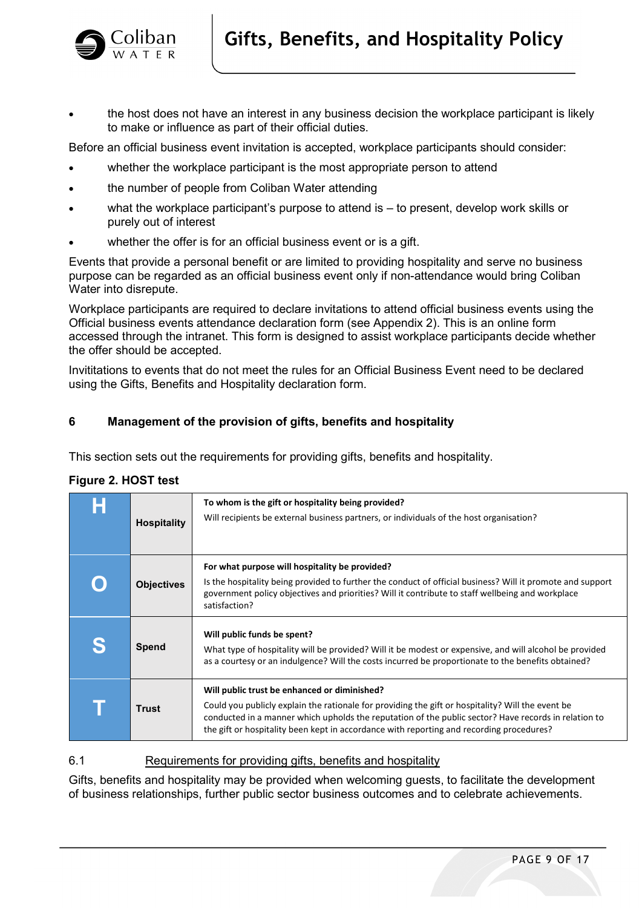- the host does not have an interest in any business decision the workplace participant is likely to make or influence as part of their official duties.

Before an official business event invitation is accepted, workplace participants should consider:

- whether the workplace participant is the most appropriate person to attend
- the number of people from Coliban Water attending
- what the workplace participant's purpose to attend is – to present, develop work skills or purely out of interest
- whether the offer is for an official business event or is a gift.

Events that provide a personal benefit or are limited to providing hospitality and serve no business purpose can be regarded as an official business event only if non-attendance would bring Coliban Water into disrepute.

Workplace participants are required to declare invitations to attend official business events using the Official business events attendance declaration form (see Appendix 2). This is an online form accessed through the intranet. This form is designed to assist workplace participants decide whether the offer should be accepted.

Invititations to events that do not meet the rules for an Official Business Event need to be declared using the Gifts, Benefits and Hospitality declaration form.

## 6 Management of the provision of gifts, benefits and hospitality

This section sets out the requirements for providing gifts, benefits and hospitality.

**Figure 2. HOST test**

| | | |
|---|---|---|
| **H** | **Hospitality** | **To whom is the gift or hospitality being provided?**<br>Will recipients be external business partners, or individuals of the host organisation? |
| **O** | **Objectives** | **For what purpose will hospitality be provided?**<br>Is the hospitality being provided to further the conduct of official business? Will it promote and support government policy objectives and priorities? Will it contribute to staff wellbeing and workplace satisfaction? |
| **S** | **Spend** | **Will public funds be spent?**<br>What type of hospitality will be provided? Will it be modest or expensive, and will alcohol be provided as a courtesy or an indulgence? Will the costs incurred be proportionate to the benefits obtained? |
| **T** | **Trust** | **Will public trust be enhanced or diminished?**<br>Could you publicly explain the rationale for providing the gift or hospitality? Will the event be conducted in a manner which upholds the reputation of the public sector? Have records in relation to the gift or hospitality been kept in accordance with reporting and recording procedures? |

### 6.1 Requirements for providing gifts, benefits and hospitality

Gifts, benefits and hospitality may be provided when welcoming guests, to facilitate the development of business relationships, further public sector business outcomes and to celebrate achievements.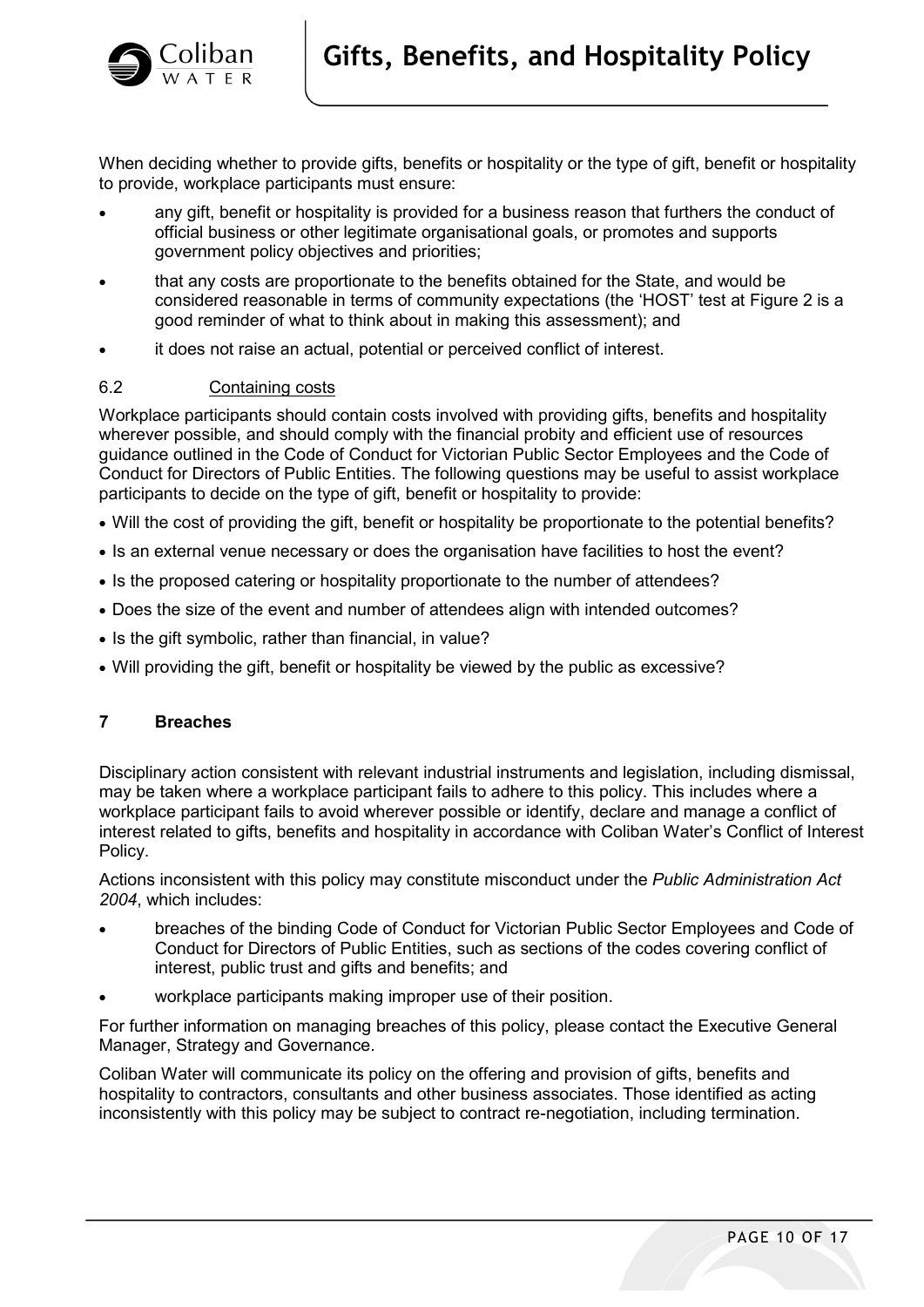When deciding whether to provide gifts, benefits or hospitality or the type of gift, benefit or hospitality to provide, workplace participants must ensure:

- any gift, benefit or hospitality is provided for a business reason that furthers the conduct of official business or other legitimate organisational goals, or promotes and supports government policy objectives and priorities;
- that any costs are proportionate to the benefits obtained for the State, and would be considered reasonable in terms of community expectations (the 'HOST' test at Figure 2 is a good reminder of what to think about in making this assessment); and
- it does not raise an actual, potential or perceived conflict of interest.

### 6.2 Containing costs

Workplace participants should contain costs involved with providing gifts, benefits and hospitality wherever possible, and should comply with the financial probity and efficient use of resources guidance outlined in the Code of Conduct for Victorian Public Sector Employees and the Code of Conduct for Directors of Public Entities. The following questions may be useful to assist workplace participants to decide on the type of gift, benefit or hospitality to provide:

- Will the cost of providing the gift, benefit or hospitality be proportionate to the potential benefits?
- Is an external venue necessary or does the organisation have facilities to host the event?
- Is the proposed catering or hospitality proportionate to the number of attendees?
- Does the size of the event and number of attendees align with intended outcomes?
- Is the gift symbolic, rather than financial, in value?
- Will providing the gift, benefit or hospitality be viewed by the public as excessive?

## 7 Breaches

Disciplinary action consistent with relevant industrial instruments and legislation, including dismissal, may be taken where a workplace participant fails to adhere to this policy. This includes where a workplace participant fails to avoid wherever possible or identify, declare and manage a conflict of interest related to gifts, benefits and hospitality in accordance with Coliban Water's Conflict of Interest Policy.

Actions inconsistent with this policy may constitute misconduct under the *Public Administration Act 2004*, which includes:

- breaches of the binding Code of Conduct for Victorian Public Sector Employees and Code of Conduct for Directors of Public Entities, such as sections of the codes covering conflict of interest, public trust and gifts and benefits; and
- workplace participants making improper use of their position.

For further information on managing breaches of this policy, please contact the Executive General Manager, Strategy and Governance.

Coliban Water will communicate its policy on the offering and provision of gifts, benefits and hospitality to contractors, consultants and other business associates. Those identified as acting inconsistently with this policy may be subject to contract re-negotiation, including termination.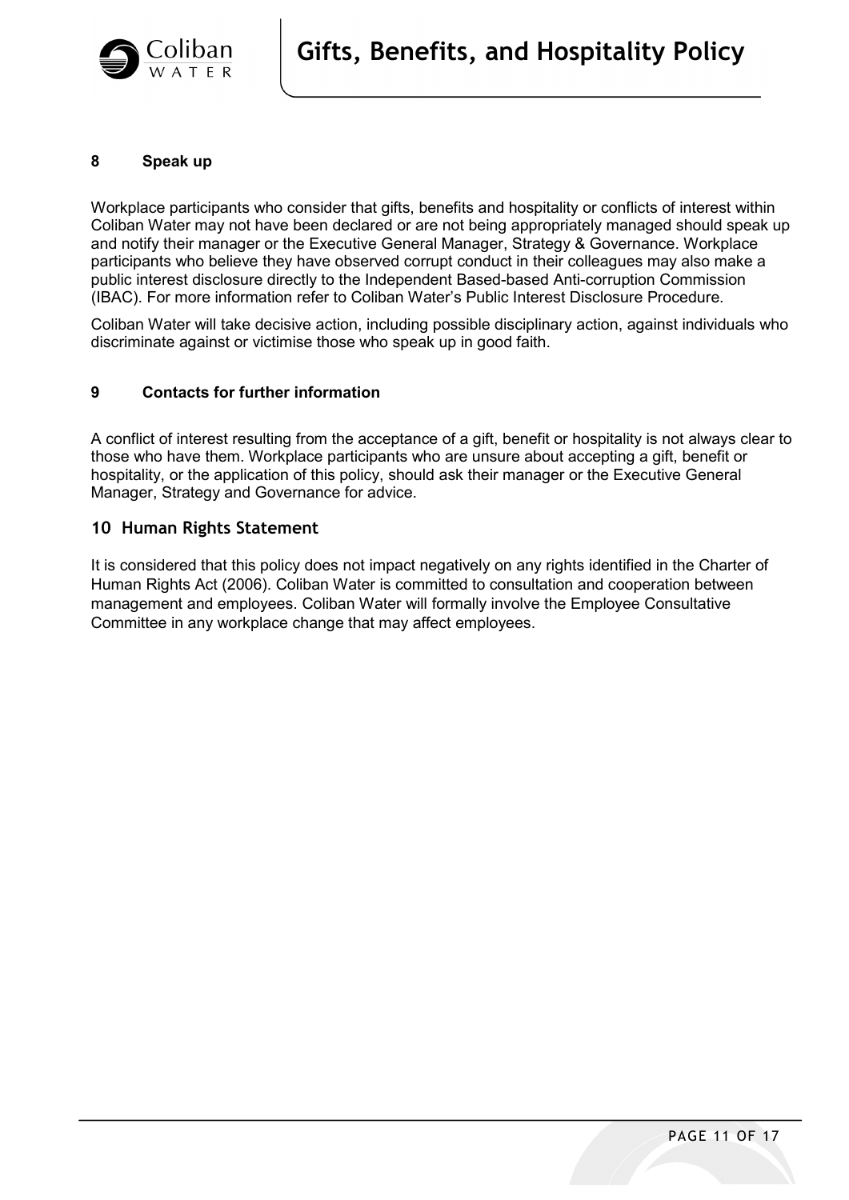## 8 Speak up

Workplace participants who consider that gifts, benefits and hospitality or conflicts of interest within Coliban Water may not have been declared or are not being appropriately managed should speak up and notify their manager or the Executive General Manager, Strategy & Governance. Workplace participants who believe they have observed corrupt conduct in their colleagues may also make a public interest disclosure directly to the Independent Based-based Anti-corruption Commission (IBAC). For more information refer to Coliban Water's Public Interest Disclosure Procedure.

Coliban Water will take decisive action, including possible disciplinary action, against individuals who discriminate against or victimise those who speak up in good faith.

## 9 Contacts for further information

A conflict of interest resulting from the acceptance of a gift, benefit or hospitality is not always clear to those who have them. Workplace participants who are unsure about accepting a gift, benefit or hospitality, or the application of this policy, should ask their manager or the Executive General Manager, Strategy and Governance for advice.

## 10 Human Rights Statement

It is considered that this policy does not impact negatively on any rights identified in the Charter of Human Rights Act (2006). Coliban Water is committed to consultation and cooperation between management and employees. Coliban Water will formally involve the Employee Consultative Committee in any workplace change that may affect employees.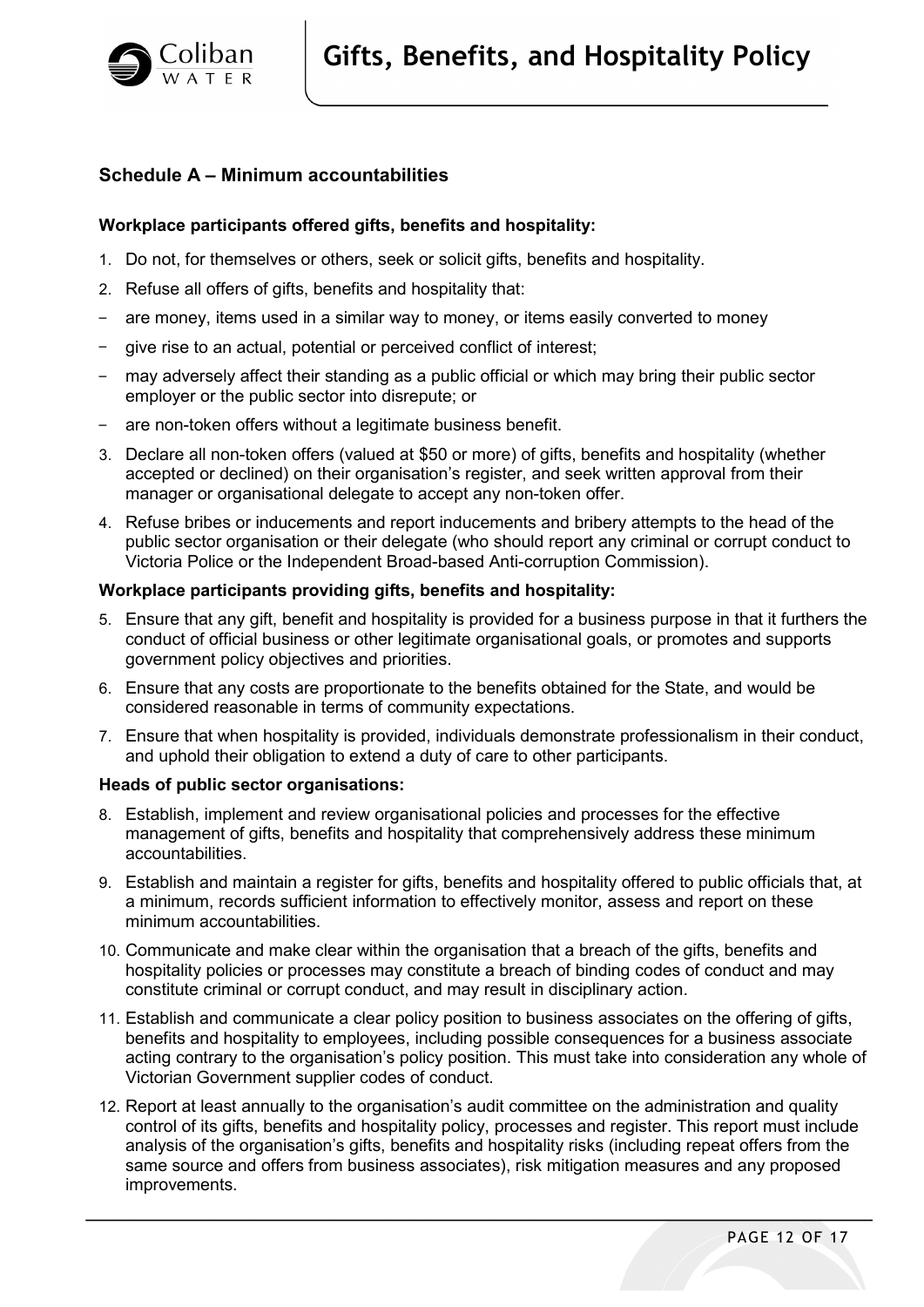## Schedule A – Minimum accountabilities

**Workplace participants offered gifts, benefits and hospitality:**

1. Do not, for themselves or others, seek or solicit gifts, benefits and hospitality.
2. Refuse all offers of gifts, benefits and hospitality that:

- are money, items used in a similar way to money, or items easily converted to money
- give rise to an actual, potential or perceived conflict of interest;
- may adversely affect their standing as a public official or which may bring their public sector employer or the public sector into disrepute; or
- are non-token offers without a legitimate business benefit.

3. Declare all non-token offers (valued at $50 or more) of gifts, benefits and hospitality (whether accepted or declined) on their organisation's register, and seek written approval from their manager or organisational delegate to accept any non-token offer.
4. Refuse bribes or inducements and report inducements and bribery attempts to the head of the public sector organisation or their delegate (who should report any criminal or corrupt conduct to Victoria Police or the Independent Broad-based Anti-corruption Commission).

**Workplace participants providing gifts, benefits and hospitality:**

5. Ensure that any gift, benefit and hospitality is provided for a business purpose in that it furthers the conduct of official business or other legitimate organisational goals, or promotes and supports government policy objectives and priorities.
6. Ensure that any costs are proportionate to the benefits obtained for the State, and would be considered reasonable in terms of community expectations.
7. Ensure that when hospitality is provided, individuals demonstrate professionalism in their conduct, and uphold their obligation to extend a duty of care to other participants.

**Heads of public sector organisations:**

8. Establish, implement and review organisational policies and processes for the effective management of gifts, benefits and hospitality that comprehensively address these minimum accountabilities.
9. Establish and maintain a register for gifts, benefits and hospitality offered to public officials that, at a minimum, records sufficient information to effectively monitor, assess and report on these minimum accountabilities.
10. Communicate and make clear within the organisation that a breach of the gifts, benefits and hospitality policies or processes may constitute a breach of binding codes of conduct and may constitute criminal or corrupt conduct, and may result in disciplinary action.
11. Establish and communicate a clear policy position to business associates on the offering of gifts, benefits and hospitality to employees, including possible consequences for a business associate acting contrary to the organisation's policy position. This must take into consideration any whole of Victorian Government supplier codes of conduct.
12. Report at least annually to the organisation's audit committee on the administration and quality control of its gifts, benefits and hospitality policy, processes and register. This report must include analysis of the organisation's gifts, benefits and hospitality risks (including repeat offers from the same source and offers from business associates), risk mitigation measures and any proposed improvements.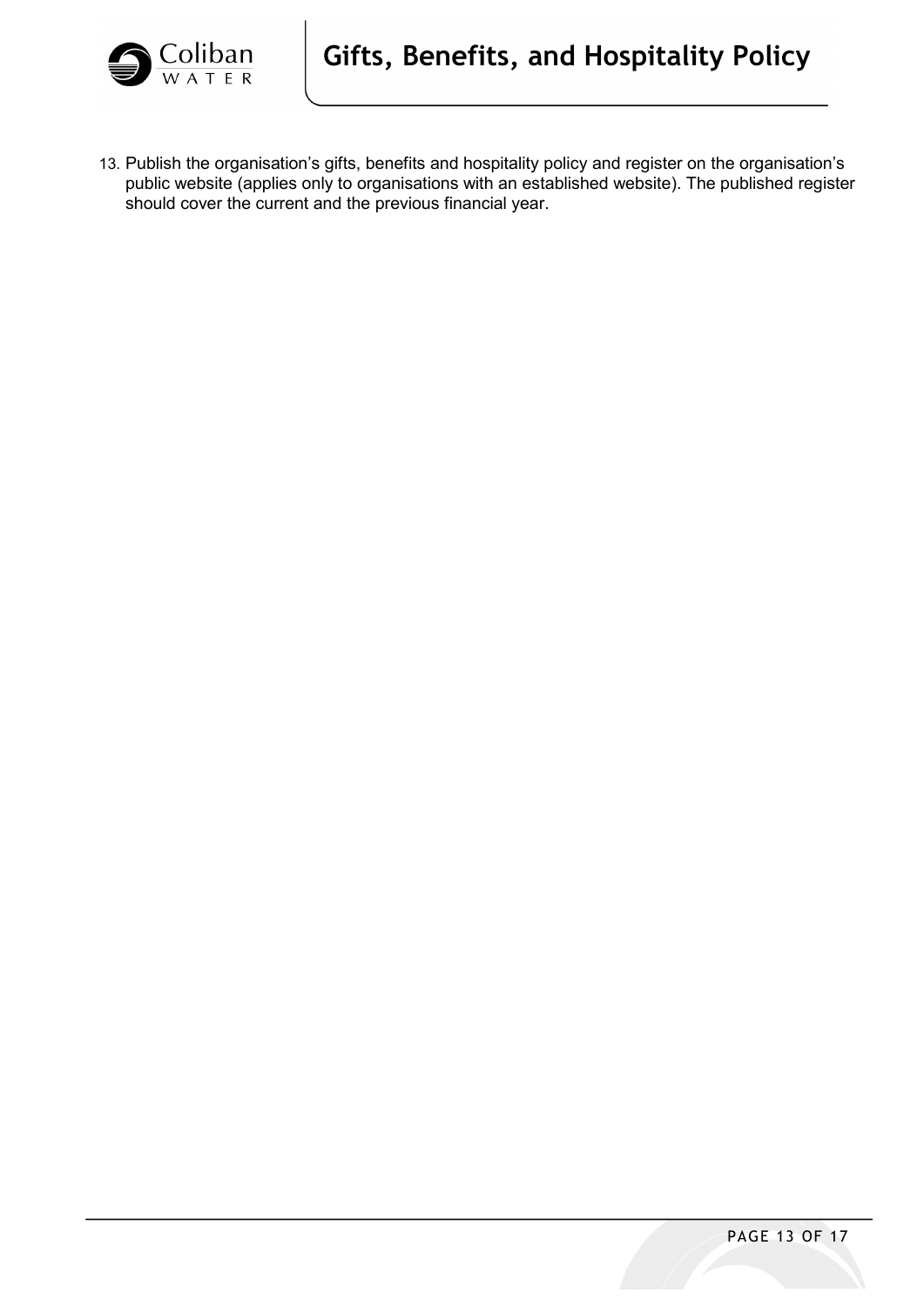13. Publish the organisation’s gifts, benefits and hospitality policy and register on the organisation’s public website (applies only to organisations with an established website). The published register should cover the current and the previous financial year.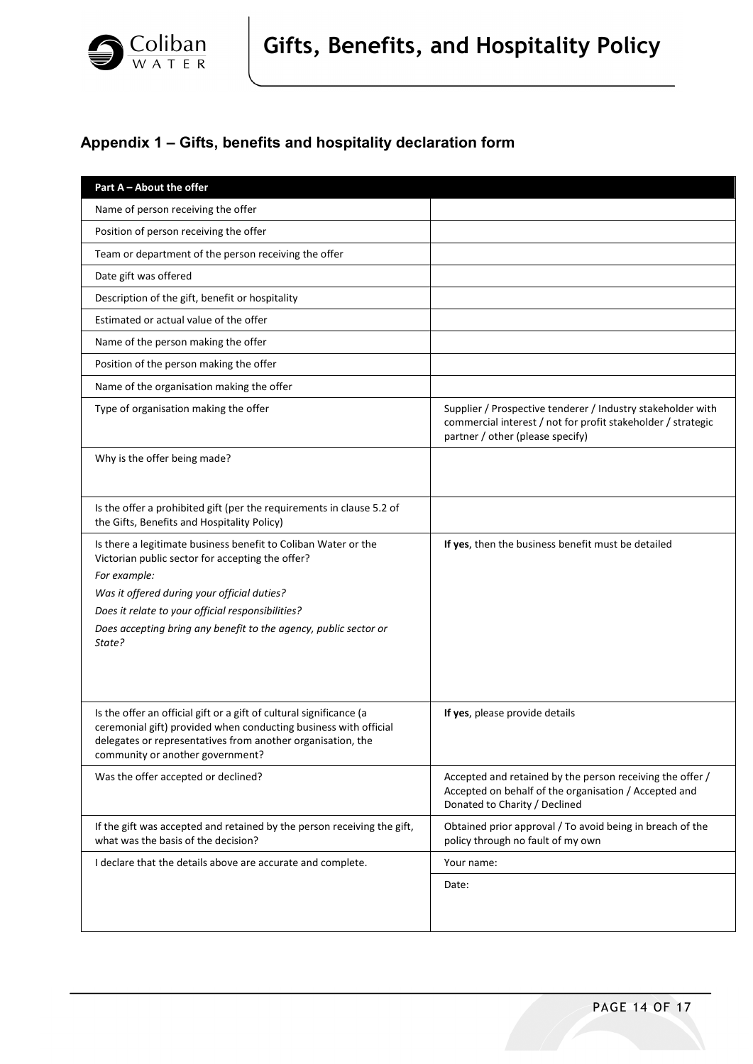## Appendix 1 – Gifts, benefits and hospitality declaration form

| Part A – About the offer | |
|---|---|
| Name of person receiving the offer | |
| Position of person receiving the offer | |
| Team or department of the person receiving the offer | |
| Date gift was offered | |
| Description of the gift, benefit or hospitality | |
| Estimated or actual value of the offer | |
| Name of the person making the offer | |
| Position of the person making the offer | |
| Name of the organisation making the offer | |
| Type of organisation making the offer | Supplier / Prospective tenderer / Industry stakeholder with commercial interest / not for profit stakeholder / strategic partner / other (please specify) |
| Why is the offer being made? | |
| Is the offer a prohibited gift (per the requirements in clause 5.2 of the Gifts, Benefits and Hospitality Policy) | |
| Is there a legitimate business benefit to Coliban Water or the Victorian public sector for accepting the offer?<br>*For example:*<br>*Was it offered during your official duties?*<br>*Does it relate to your official responsibilities?*<br>*Does accepting bring any benefit to the agency, public sector or State?* | **If yes**, then the business benefit must be detailed |
| Is the offer an official gift or a gift of cultural significance (a ceremonial gift) provided when conducting business with official delegates or representatives from another organisation, the community or another government? | **If yes**, please provide details |
| Was the offer accepted or declined? | Accepted and retained by the person receiving the offer / Accepted on behalf of the organisation / Accepted and Donated to Charity / Declined |
| If the gift was accepted and retained by the person receiving the gift, what was the basis of the decision? | Obtained prior approval / To avoid being in breach of the policy through no fault of my own |
| I declare that the details above are accurate and complete. | Your name: |
| | Date: |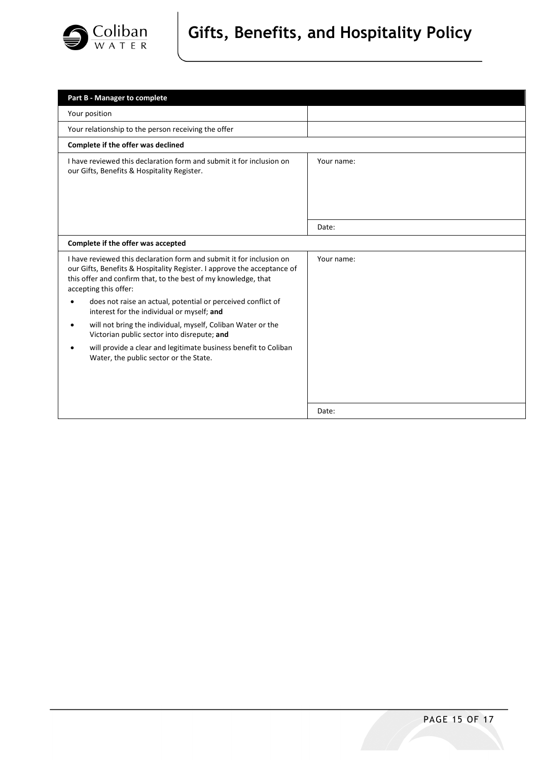| Part B - Manager to complete | |
|---|---|
| Your position | |
| Your relationship to the person receiving the offer | |
| **Complete if the offer was declined** | |
| I have reviewed this declaration form and submit it for inclusion on our Gifts, Benefits & Hospitality Register. | Your name: |
| | Date: |
| **Complete if the offer was accepted** | |
| I have reviewed this declaration form and submit it for inclusion on our Gifts, Benefits & Hospitality Register. I approve the acceptance of this offer and confirm that, to the best of my knowledge, that accepting this offer:<br>• does not raise an actual, potential or perceived conflict of interest for the individual or myself; **and**<br>• will not bring the individual, myself, Coliban Water or the Victorian public sector into disrepute; **and**<br>• will provide a clear and legitimate business benefit to Coliban Water, the public sector or the State. | Your name: |
| | Date: |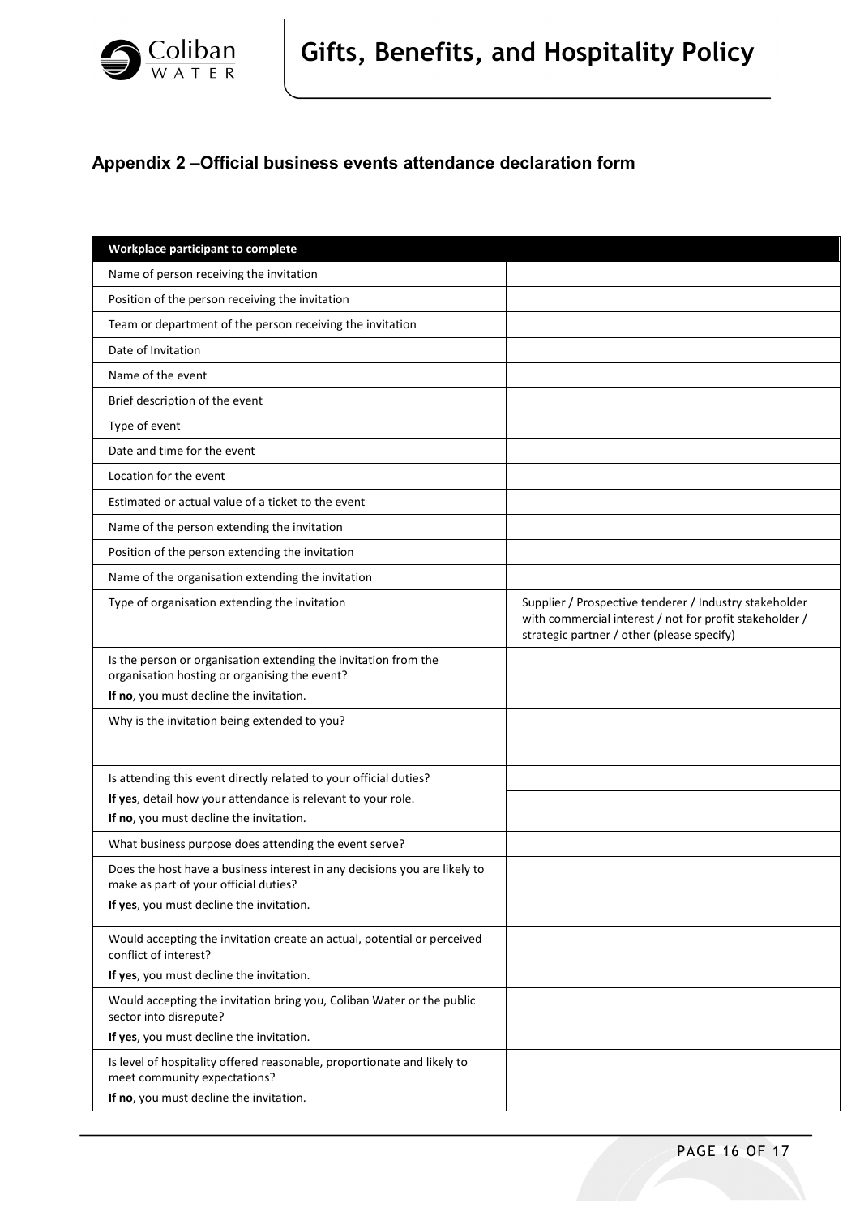## Appendix 2 –Official business events attendance declaration form

| Workplace participant to complete | |
|---|---|
| Name of person receiving the invitation | |
| Position of the person receiving the invitation | |
| Team or department of the person receiving the invitation | |
| Date of Invitation | |
| Name of the event | |
| Brief description of the event | |
| Type of event | |
| Date and time for the event | |
| Location for the event | |
| Estimated or actual value of a ticket to the event | |
| Name of the person extending the invitation | |
| Position of the person extending the invitation | |
| Name of the organisation extending the invitation | |
| Type of organisation extending the invitation | Supplier / Prospective tenderer / Industry stakeholder with commercial interest / not for profit stakeholder / strategic partner / other (please specify) |
| Is the person or organisation extending the invitation from the organisation hosting or organising the event?<br>**If no**, you must decline the invitation. | |
| Why is the invitation being extended to you? | |
| Is attending this event directly related to your official duties?<br>**If yes**, detail how your attendance is relevant to your role.<br>**If no**, you must decline the invitation. | |
| What business purpose does attending the event serve? | |
| Does the host have a business interest in any decisions you are likely to make as part of your official duties?<br>**If yes**, you must decline the invitation. | |
| Would accepting the invitation create an actual, potential or perceived conflict of interest?<br>**If yes**, you must decline the invitation. | |
| Would accepting the invitation bring you, Coliban Water or the public sector into disrepute?<br>**If yes**, you must decline the invitation. | |
| Is level of hospitality offered reasonable, proportionate and likely to meet community expectations?<br>**If no**, you must decline the invitation. | |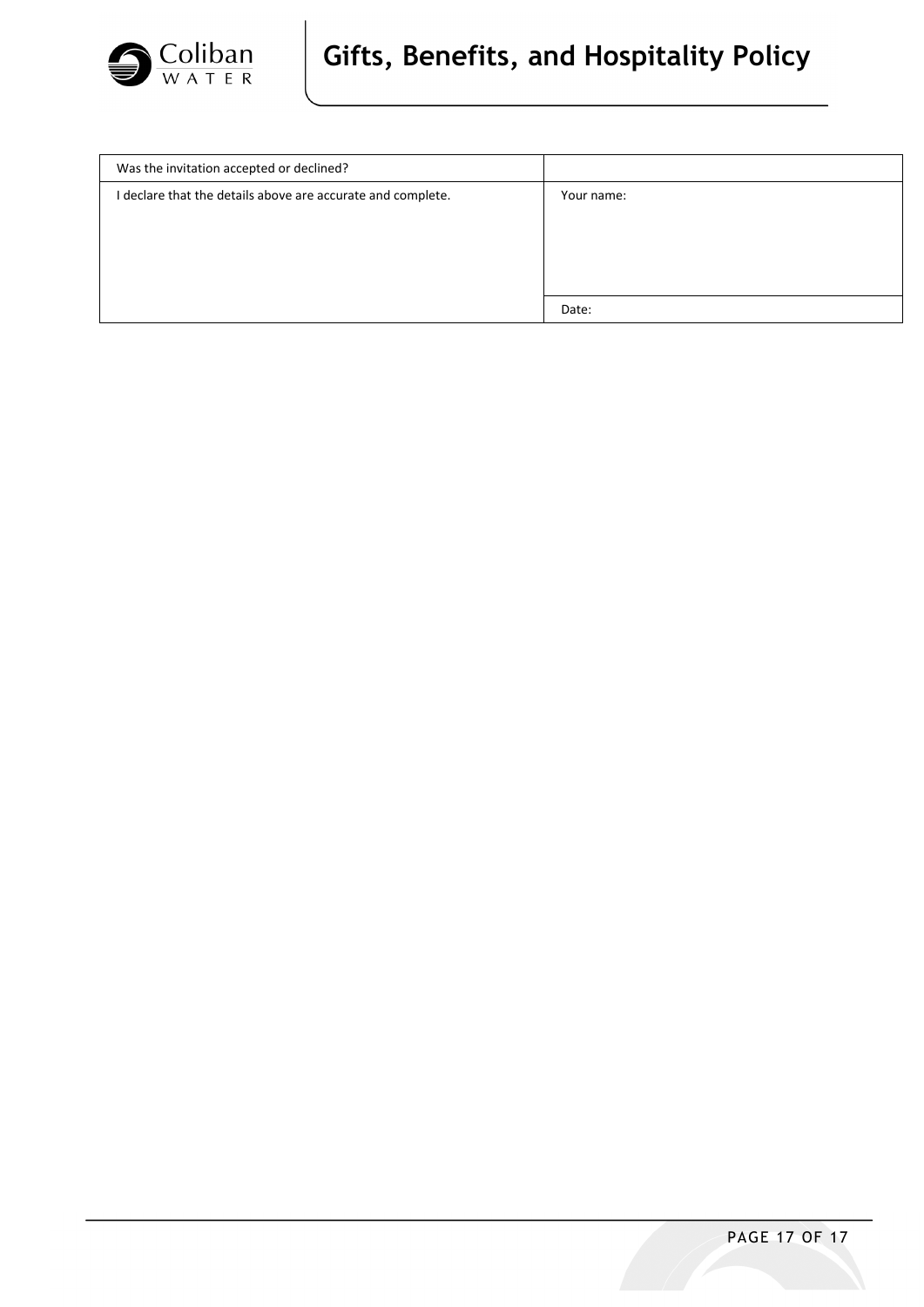| | |
|---|---|
| Was the invitation accepted or declined? | |
| I declare that the details above are accurate and complete. | Your name: |
| | Date: |